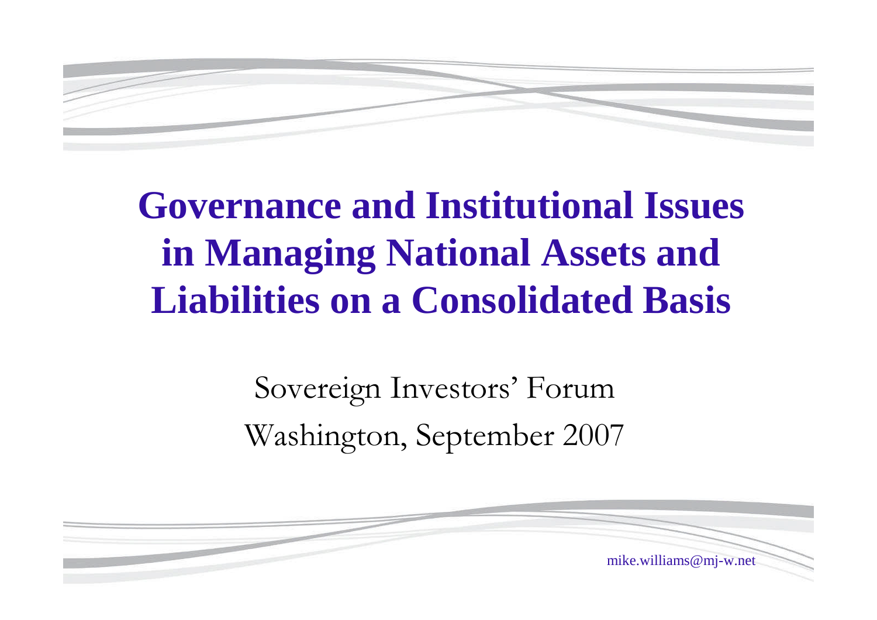# Governance and Institutional Issues in Managing National Assets and Liabilities on a Consolidated Basis

Sovereign Investors' Forum

Washington, September 2007

mike.williams@mj-w.net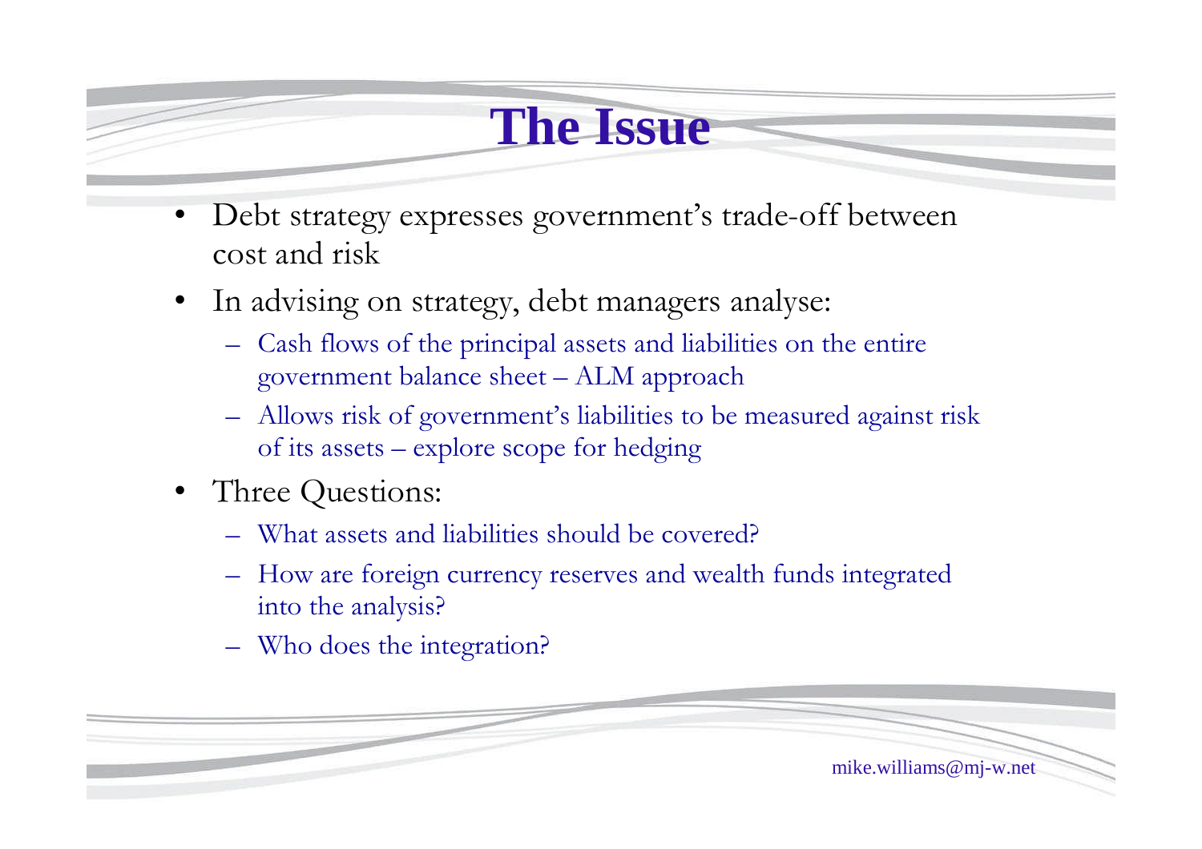# The Issue

- Debt strategy expresses government's trade-off between cost and risk
- In advising on strategy, debt managers analyse:
  - Cash flows of the principal assets and liabilities on the entire government balance sheet – ALM approach
  - Allows risk of government's liabilities to be measured against risk of its assets – explore scope for hedging
- Three Questions:
  - What assets and liabilities should be covered?
  - How are foreign currency reserves and wealth funds integrated into the analysis?
  - Who does the integration?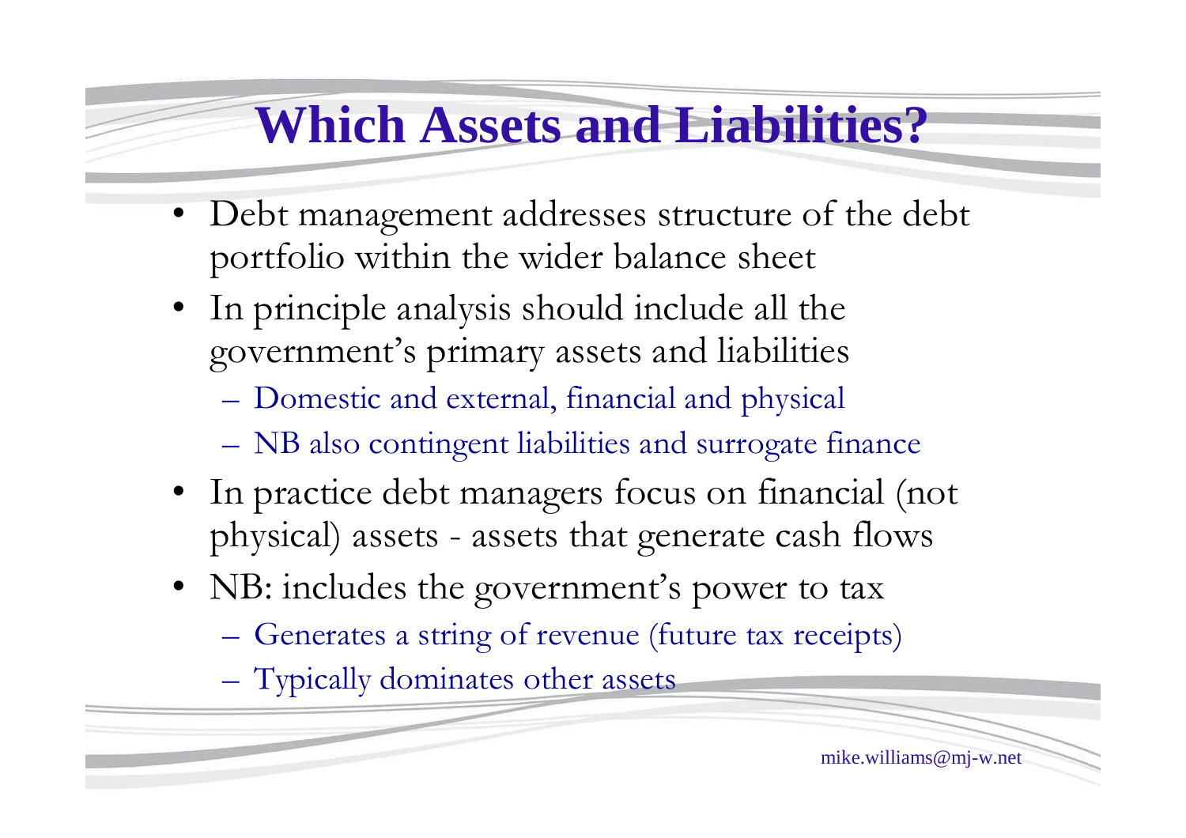# Which Assets and Liabilities?

- Debt management addresses structure of the debt portfolio within the wider balance sheet
- In principle analysis should include all the government's primary assets and liabilities
  - Domestic and external, financial and physical
  - NB also contingent liabilities and surrogate finance
- In practice debt managers focus on financial (not physical) assets - assets that generate cash flows
- NB: includes the government's power to tax
  - Generates a string of revenue (future tax receipts)
  - Typically dominates other assets

mike.williams@mj-w.net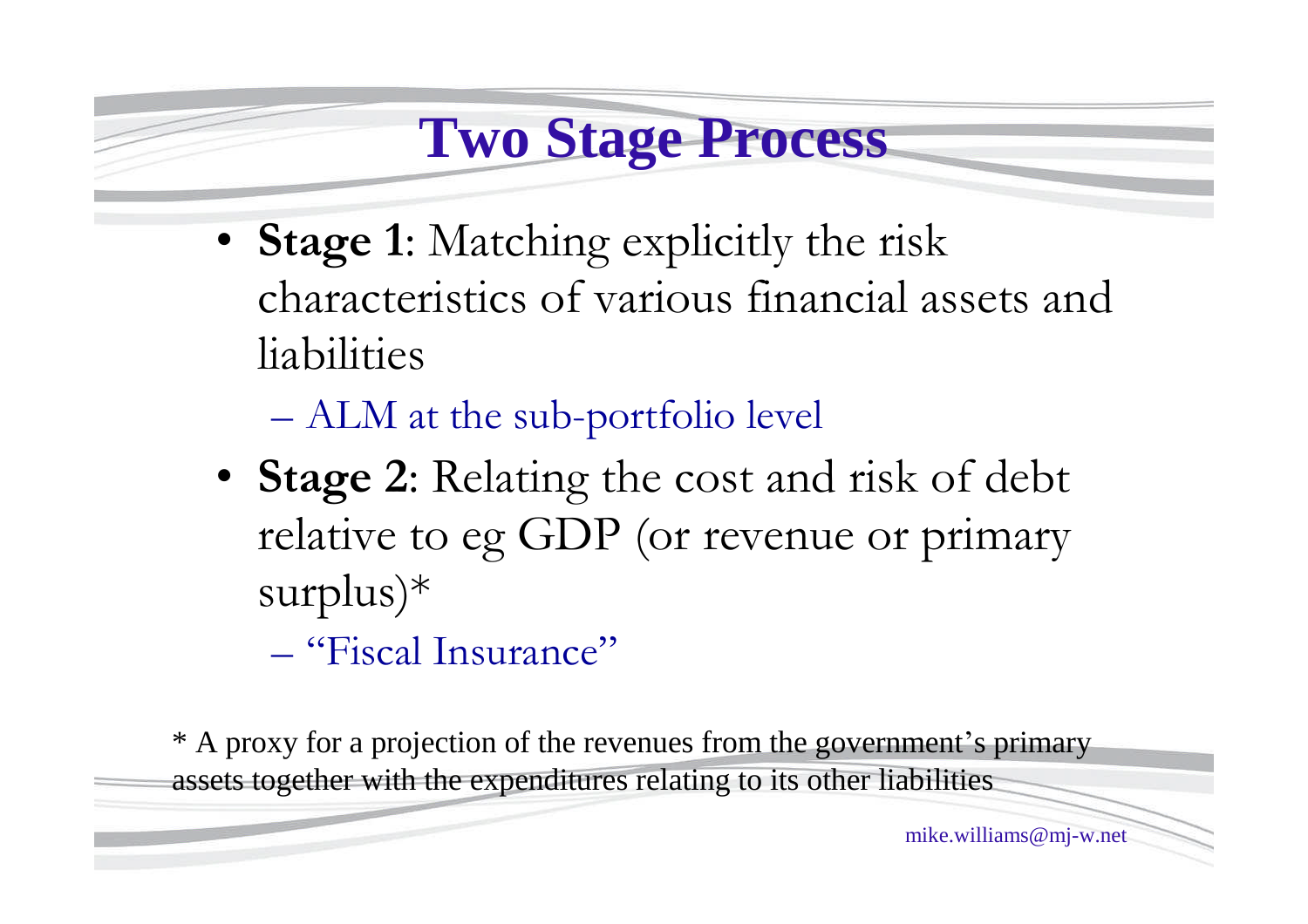# Two Stage Process

- **Stage 1**: Matching explicitly the risk characteristics of various financial assets and liabilities
  - ALM at the sub-portfolio level
- **Stage 2**: Relating the cost and risk of debt relative to eg GDP (or revenue or primary surplus)*
  - "Fiscal Insurance"

* A proxy for a projection of the revenues from the government's primary assets together with the expenditures relating to its other liabilities

mike.williams@mj-w.net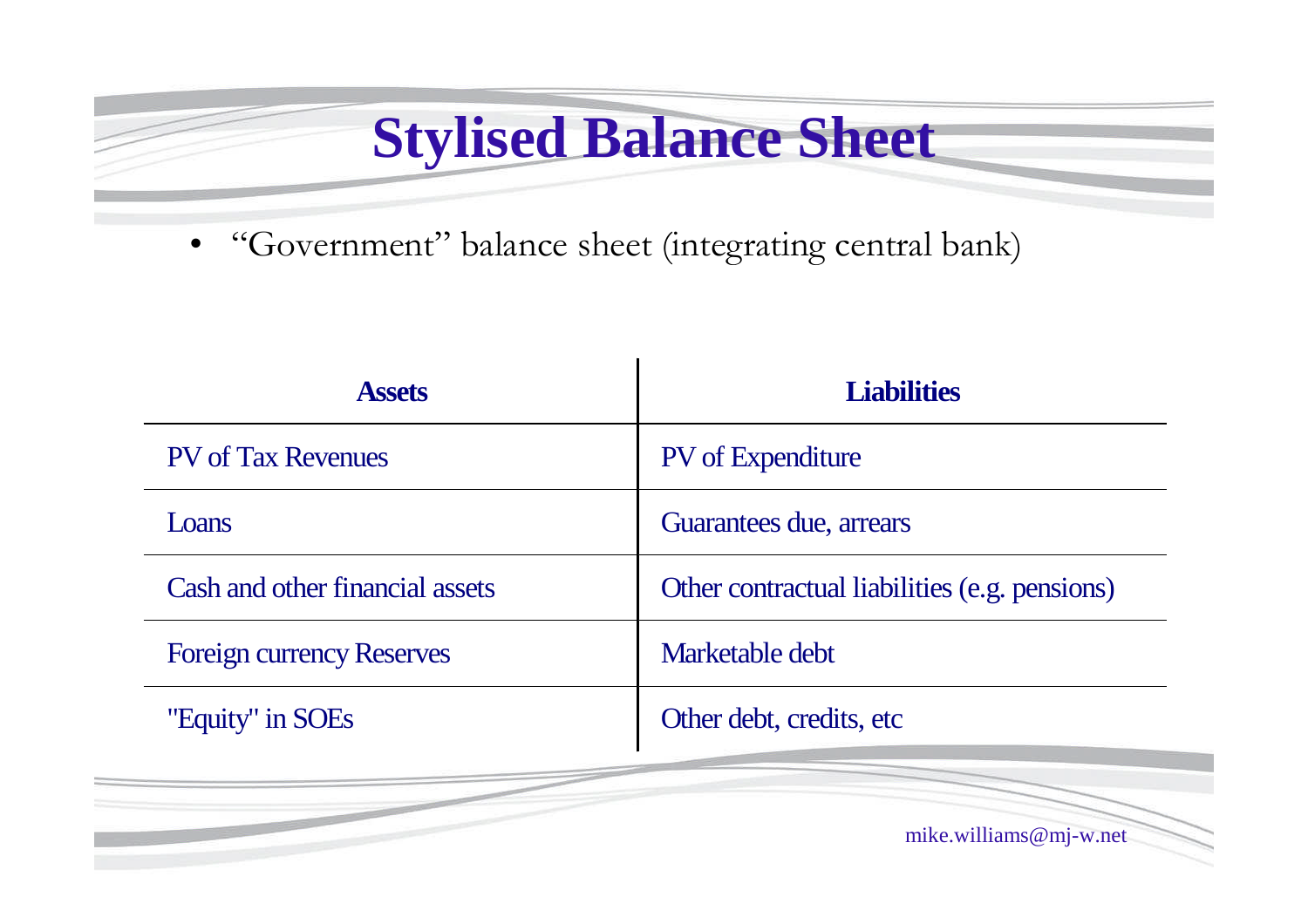# Stylised Balance Sheet

- "Government" balance sheet (integrating central bank)

| Assets | Liabilities |
|---|---|
| PV of Tax Revenues | PV of Expenditure |
| Loans | Guarantees due, arrears |
| Cash and other financial assets | Other contractual liabilities (e.g. pensions) |
| Foreign currency Reserves | Marketable debt |
| "Equity" in SOEs | Other debt, credits, etc |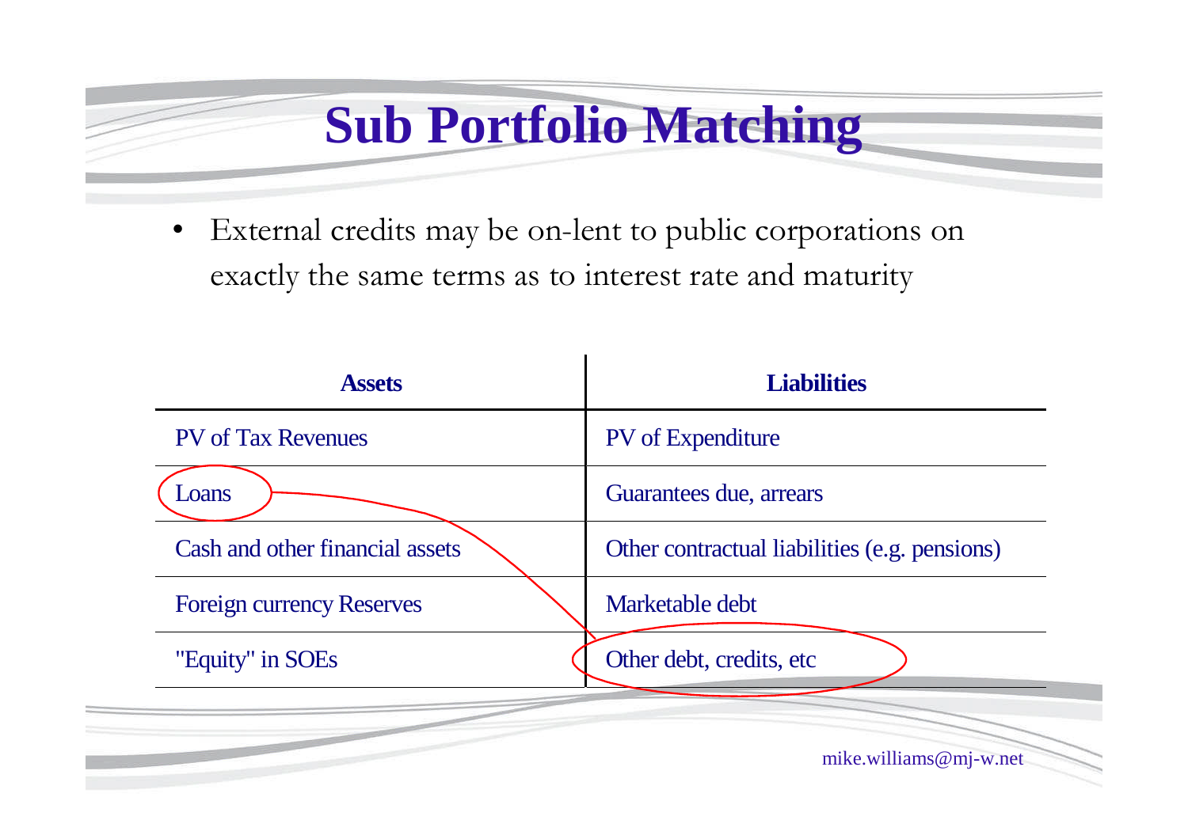# Sub Portfolio Matching

- External credits may be on-lent to public corporations on exactly the same terms as to interest rate and maturity

| Assets | Liabilities |
|---|---|
| PV of Tax Revenues | PV of Expenditure |
| Loans | Guarantees due, arrears |
| Cash and other financial assets | Other contractual liabilities (e.g. pensions) |
| Foreign currency Reserves | Marketable debt |
| "Equity" in SOEs | Other debt, credits, etc |

mike.williams@mj-w.net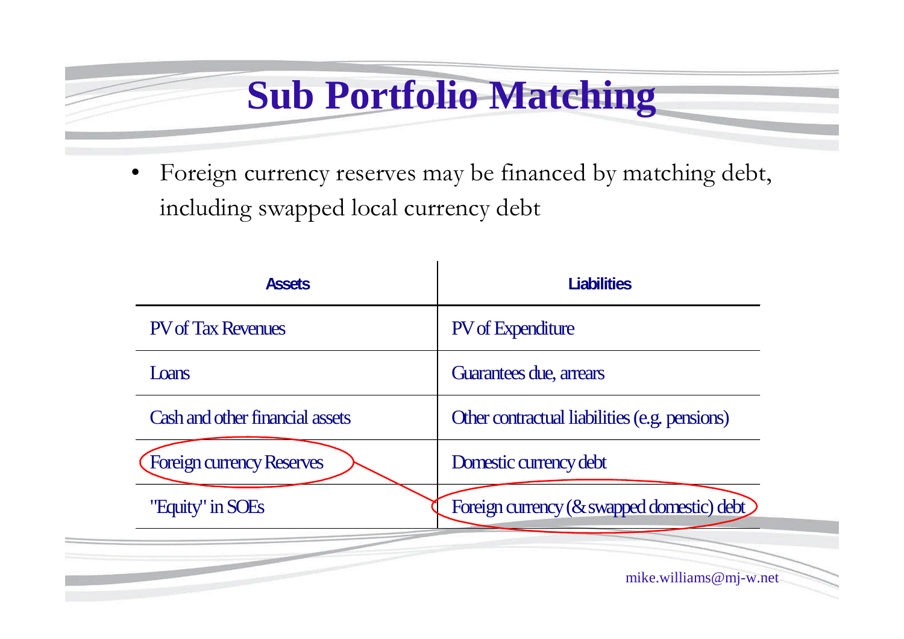# Sub Portfolio Matching

- Foreign currency reserves may be financed by matching debt, including swapped local currency debt

| Assets | Liabilities |
| --- | --- |
| PV of Tax Revenues | PV of Expenditure |
| Loans | Guarantees due, arrears |
| Cash and other financial assets | Other contractual liabilities (e.g. pensions) |
| Foreign currency Reserves | Domestic currency debt |
| "Equity" in SOEs | Foreign currency (& swapped domestic) debt |

mike.williams@mj-w.net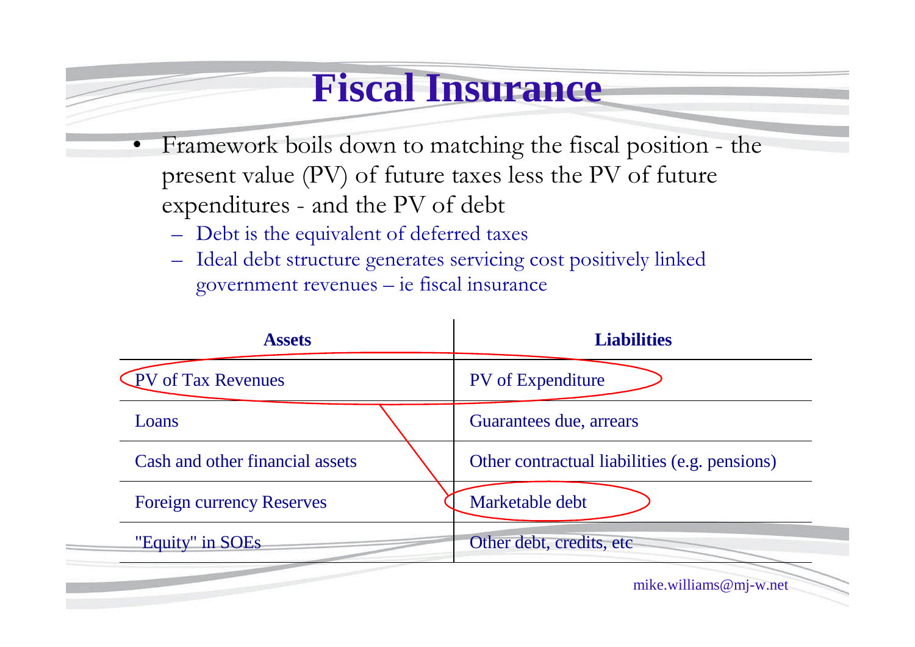# Fiscal Insurance

- Framework boils down to matching the fiscal position - the present value (PV) of future taxes less the PV of future expenditures - and the PV of debt
  - Debt is the equivalent of deferred taxes
  - Ideal debt structure generates servicing cost positively linked government revenues – ie fiscal insurance

| Assets | Liabilities |
|---|---|
| PV of Tax Revenues | PV of Expenditure |
| Loans | Guarantees due, arrears |
| Cash and other financial assets | Other contractual liabilities (e.g. pensions) |
| Foreign currency Reserves | Marketable debt |
| "Equity" in SOEs | Other debt, credits, etc |

mike.williams@mj-w.net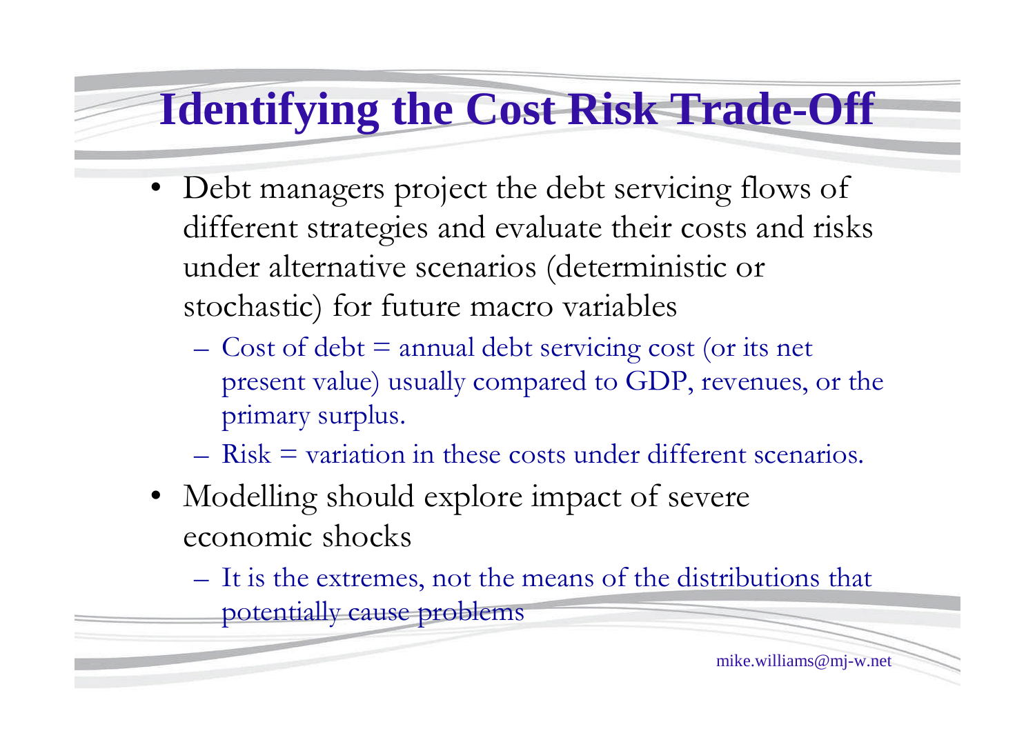# Identifying the Cost Risk Trade-Off

- Debt managers project the debt servicing flows of different strategies and evaluate their costs and risks under alternative scenarios (deterministic or stochastic) for future macro variables
  - Cost of debt = annual debt servicing cost (or its net present value) usually compared to GDP, revenues, or the primary surplus.
  - Risk = variation in these costs under different scenarios.
- Modelling should explore impact of severe economic shocks
  - It is the extremes, not the means of the distributions that potentially cause problems

mike.williams@mj-w.net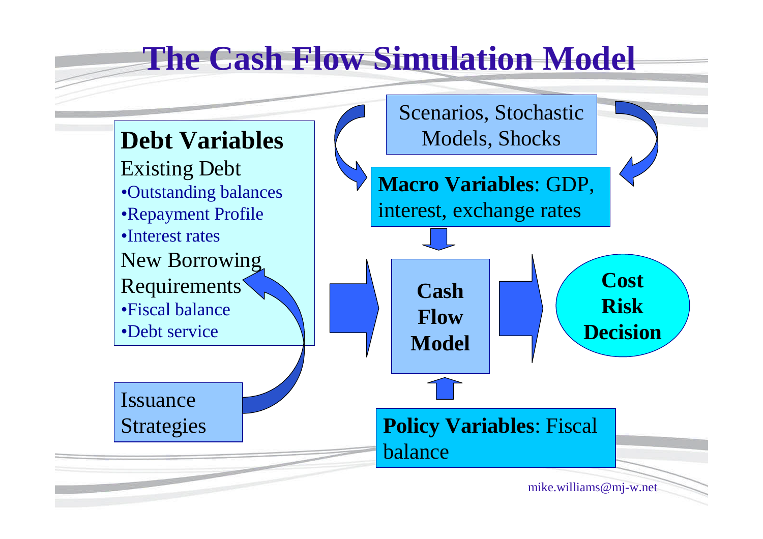# The Cash Flow Simulation Model

**Debt Variables**

Existing Debt

- Outstanding balances
- Repayment Profile
- Interest rates

New Borrowing Requirements

- Fiscal balance
- Debt service

Issuance Strategies

Scenarios, Stochastic Models, Shocks

**Macro Variables**: GDP, interest, exchange rates

**Cash Flow Model**

**Policy Variables**: Fiscal balance

**Cost**
**Risk**
**Decision**

mike.williams@mj-w.net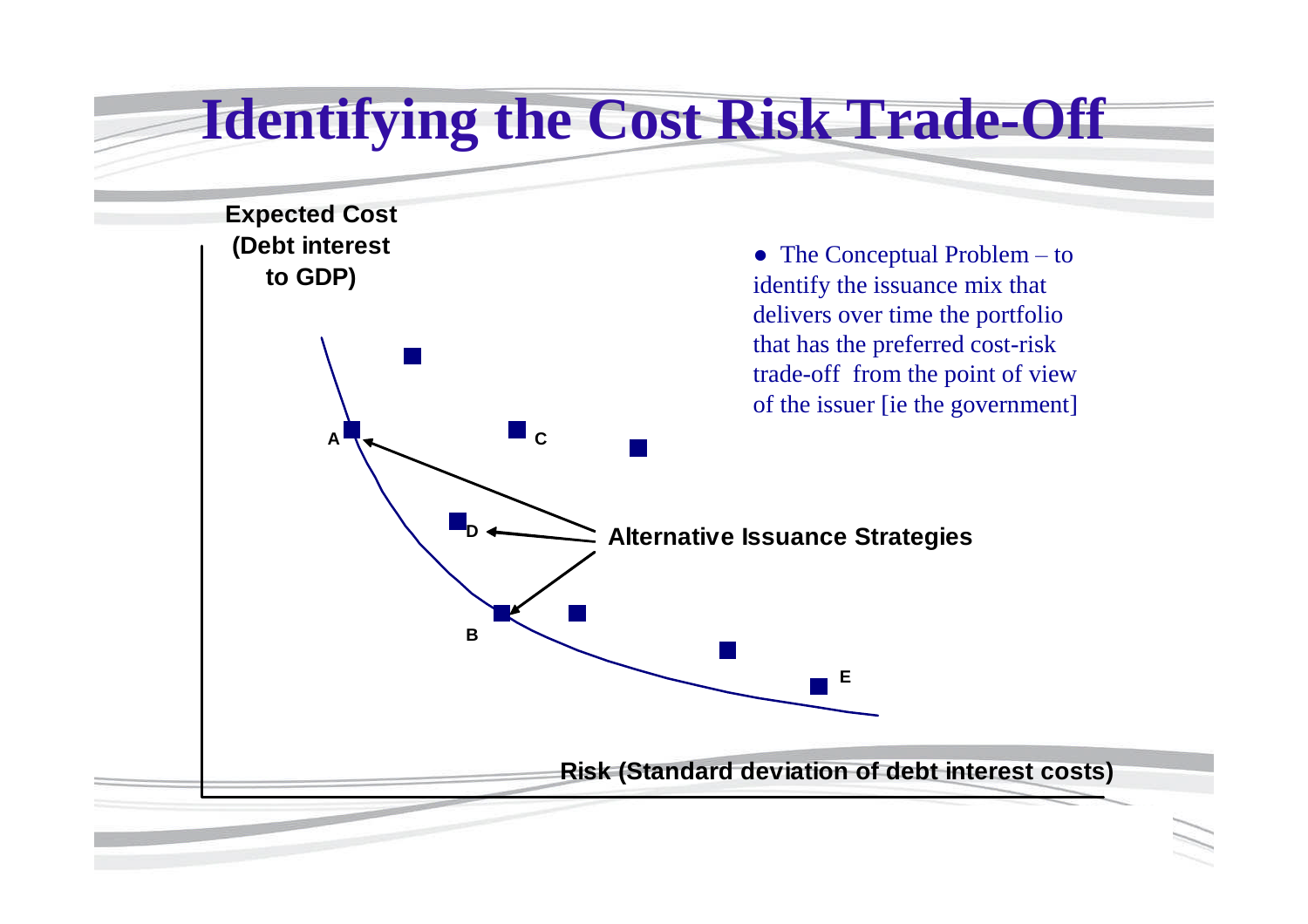# Identifying the Cost Risk Trade-Off

Expected Cost (Debt interest to GDP)

- The Conceptual Problem – to identify the issuance mix that delivers over time the portfolio that has the preferred cost-risk trade-off from the point of view of the issuer [ie the government]

A

C

D

Alternative Issuance Strategies

B

E

Risk (Standard deviation of debt interest costs)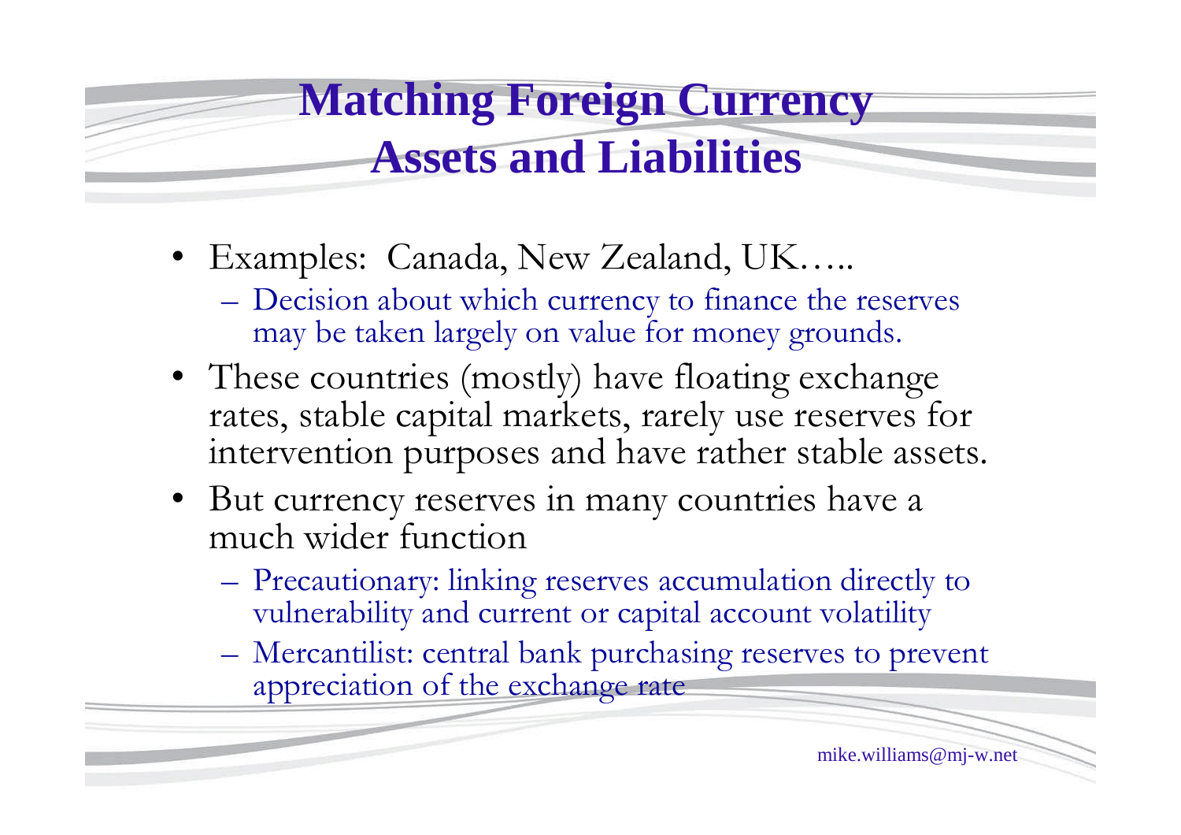# Matching Foreign Currency Assets and Liabilities

- Examples: Canada, New Zealand, UK…..
  - Decision about which currency to finance the reserves may be taken largely on value for money grounds.
- These countries (mostly) have floating exchange rates, stable capital markets, rarely use reserves for intervention purposes and have rather stable assets.
- But currency reserves in many countries have a much wider function
  - Precautionary: linking reserves accumulation directly to vulnerability and current or capital account volatility
  - Mercantilist: central bank purchasing reserves to prevent appreciation of the exchange rate

mike.williams@mj-w.net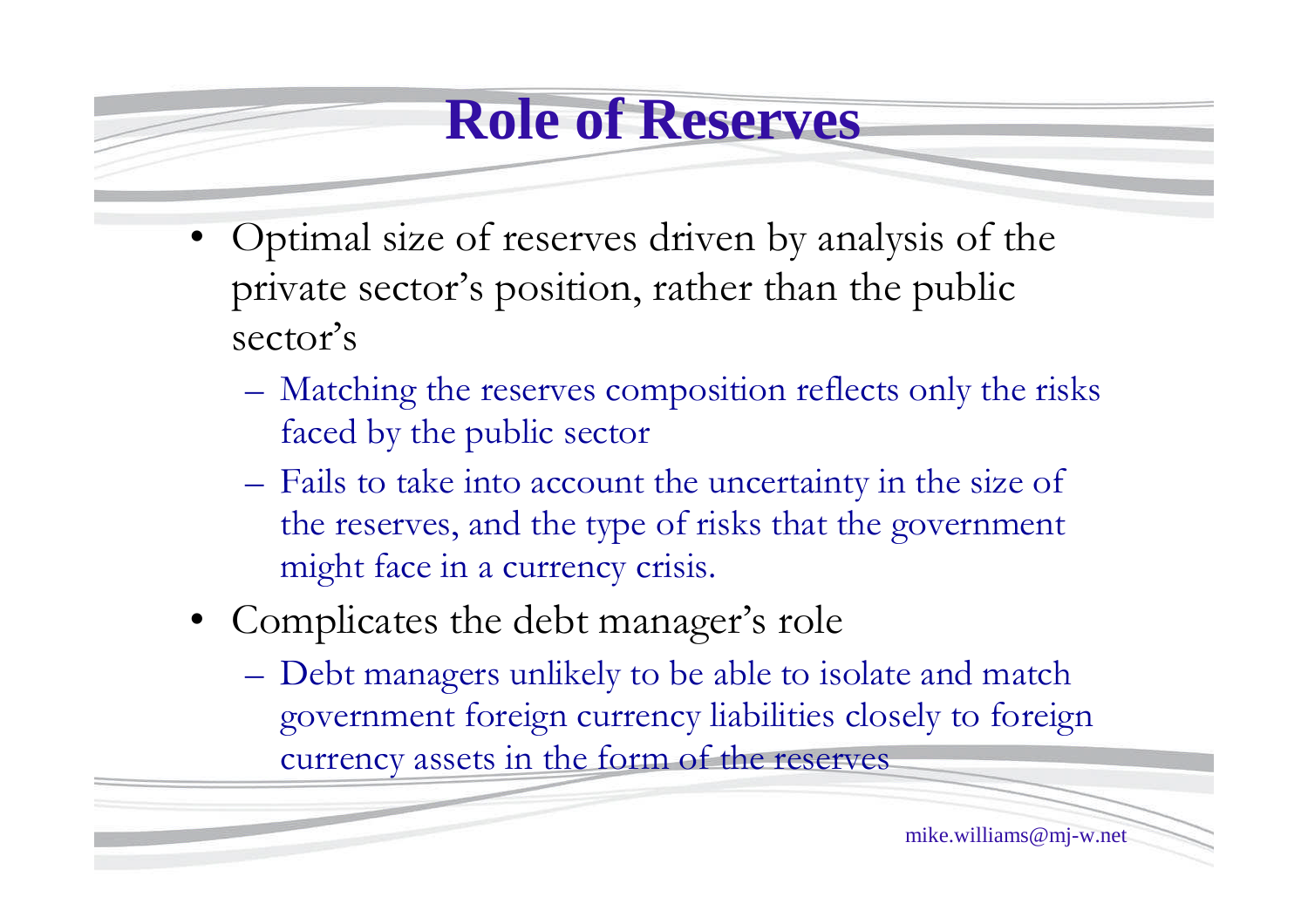# Role of Reserves

- Optimal size of reserves driven by analysis of the private sector's position, rather than the public sector's
  - Matching the reserves composition reflects only the risks faced by the public sector
  - Fails to take into account the uncertainty in the size of the reserves, and the type of risks that the government might face in a currency crisis.
- Complicates the debt manager's role
  - Debt managers unlikely to be able to isolate and match government foreign currency liabilities closely to foreign currency assets in the form of the reserves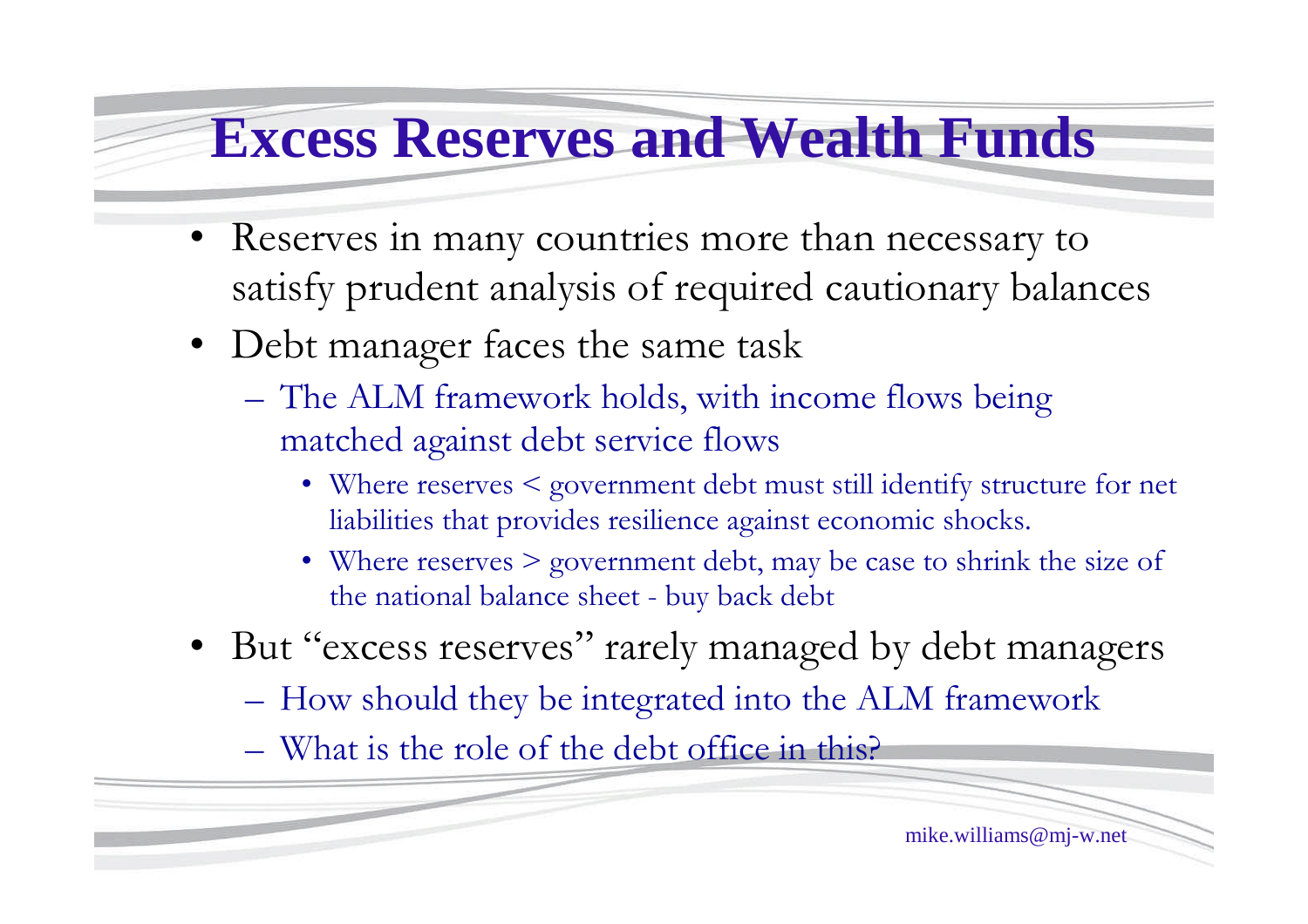# Excess Reserves and Wealth Funds

- Reserves in many countries more than necessary to satisfy prudent analysis of required cautionary balances
- Debt manager faces the same task
  - The ALM framework holds, with income flows being matched against debt service flows
    - Where reserves < government debt must still identify structure for net liabilities that provides resilience against economic shocks.
    - Where reserves > government debt, may be case to shrink the size of the national balance sheet - buy back debt
- But "excess reserves" rarely managed by debt managers
  - How should they be integrated into the ALM framework
  - What is the role of the debt office in this?

mike.williams@mj-w.net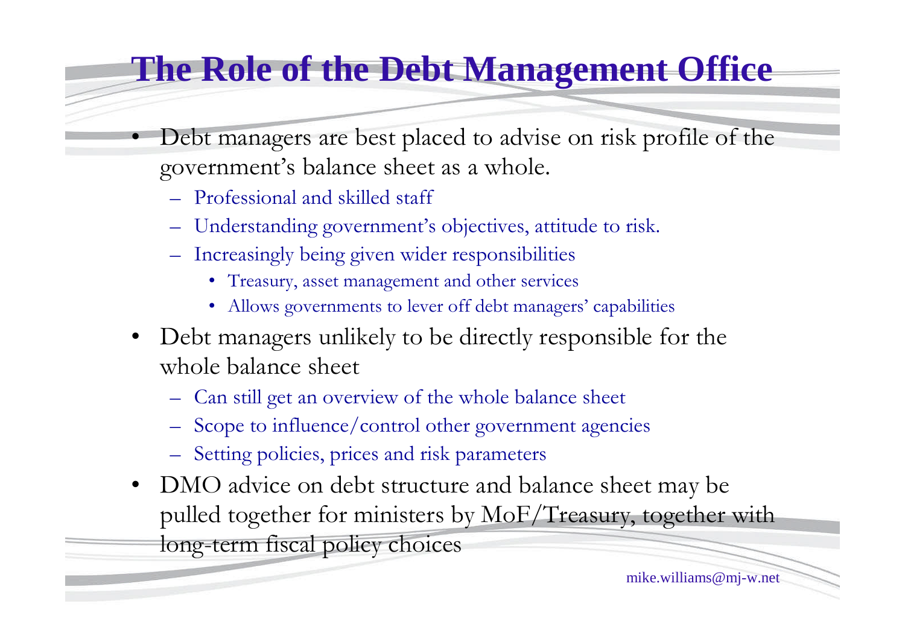# The Role of the Debt Management Office

- Debt managers are best placed to advise on risk profile of the government's balance sheet as a whole.
  - Professional and skilled staff
  - Understanding government's objectives, attitude to risk.
  - Increasingly being given wider responsibilities
    - Treasury, asset management and other services
    - Allows governments to lever off debt managers' capabilities
- Debt managers unlikely to be directly responsible for the whole balance sheet
  - Can still get an overview of the whole balance sheet
  - Scope to influence/control other government agencies
  - Setting policies, prices and risk parameters
- DMO advice on debt structure and balance sheet may be pulled together for ministers by MoF/Treasury, together with long-term fiscal policy choices

mike.williams@mj-w.net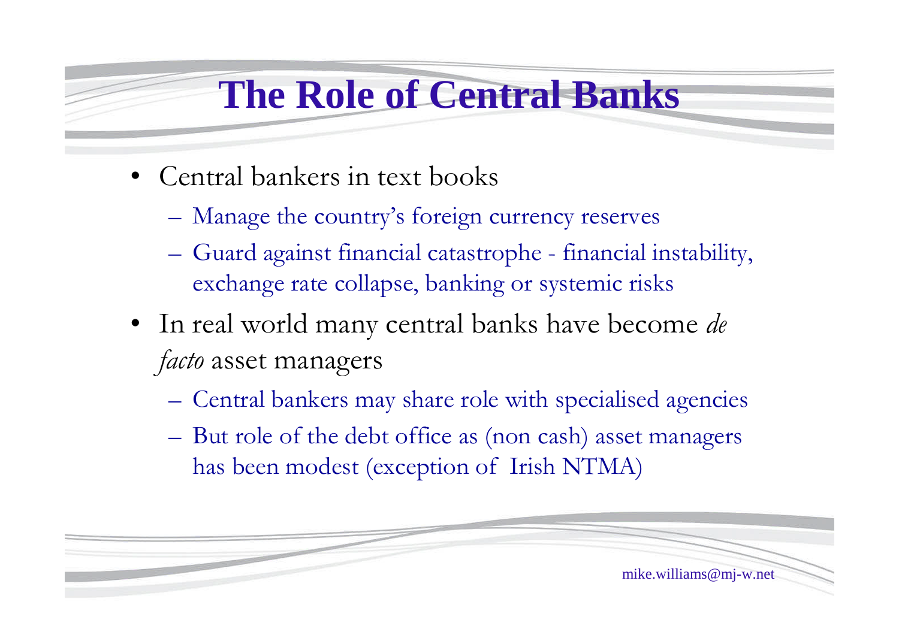# The Role of Central Banks

- Central bankers in text books
  - Manage the country's foreign currency reserves
  - Guard against financial catastrophe - financial instability, exchange rate collapse, banking or systemic risks
- In real world many central banks have become *de facto* asset managers
  - Central bankers may share role with specialised agencies
  - But role of the debt office as (non cash) asset managers has been modest (exception of Irish NTMA)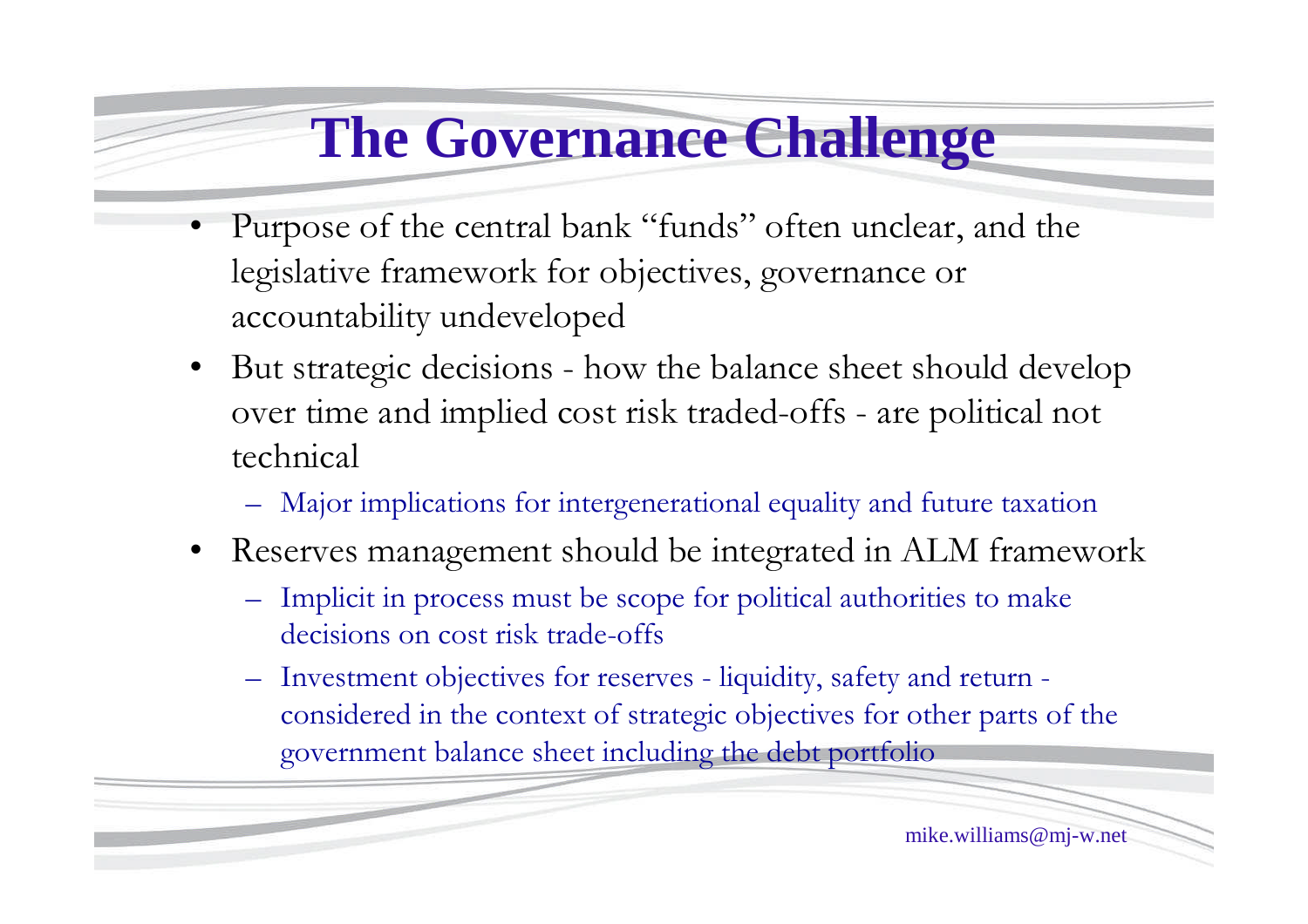# The Governance Challenge

- Purpose of the central bank "funds" often unclear, and the legislative framework for objectives, governance or accountability undeveloped
- But strategic decisions - how the balance sheet should develop over time and implied cost risk traded-offs - are political not technical
  - Major implications for intergenerational equality and future taxation
- Reserves management should be integrated in ALM framework
  - Implicit in process must be scope for political authorities to make decisions on cost risk trade-offs
  - Investment objectives for reserves - liquidity, safety and return - considered in the context of strategic objectives for other parts of the government balance sheet including the debt portfolio

mike.williams@mj-w.net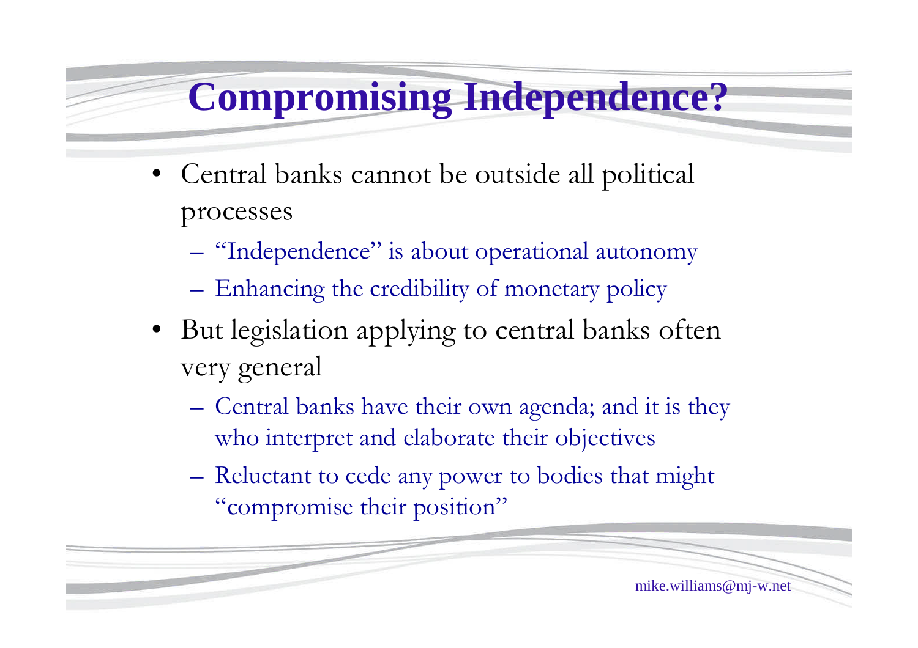# Compromising Independence?

- Central banks cannot be outside all political processes
  - "Independence" is about operational autonomy
  - Enhancing the credibility of monetary policy
- But legislation applying to central banks often very general
  - Central banks have their own agenda; and it is they who interpret and elaborate their objectives
  - Reluctant to cede any power to bodies that might "compromise their position"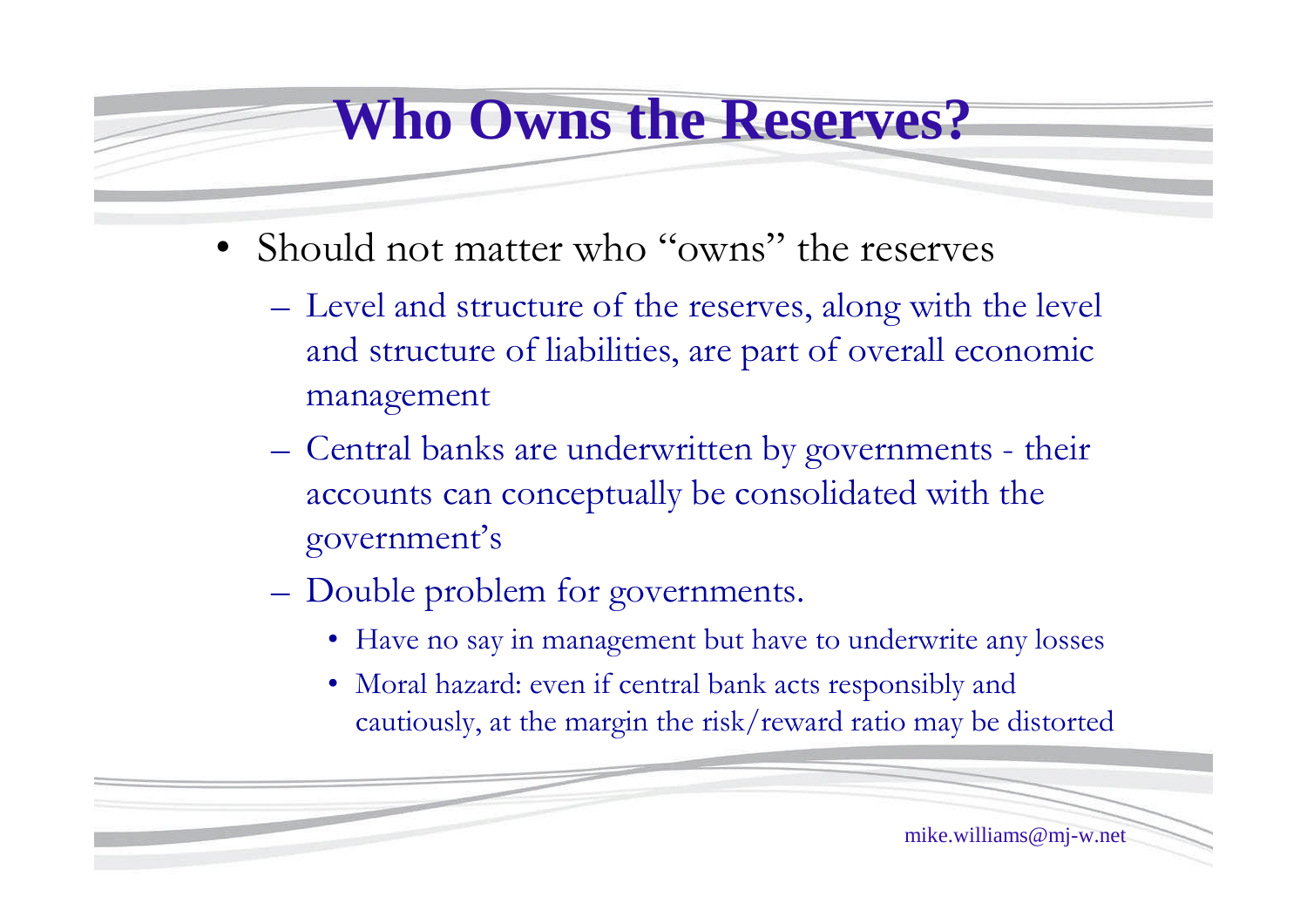# Who Owns the Reserves?

- Should not matter who "owns" the reserves
  - Level and structure of the reserves, along with the level and structure of liabilities, are part of overall economic management
  - Central banks are underwritten by governments - their accounts can conceptually be consolidated with the government's
  - Double problem for governments.
    - Have no say in management but have to underwrite any losses
    - Moral hazard: even if central bank acts responsibly and cautiously, at the margin the risk/reward ratio may be distorted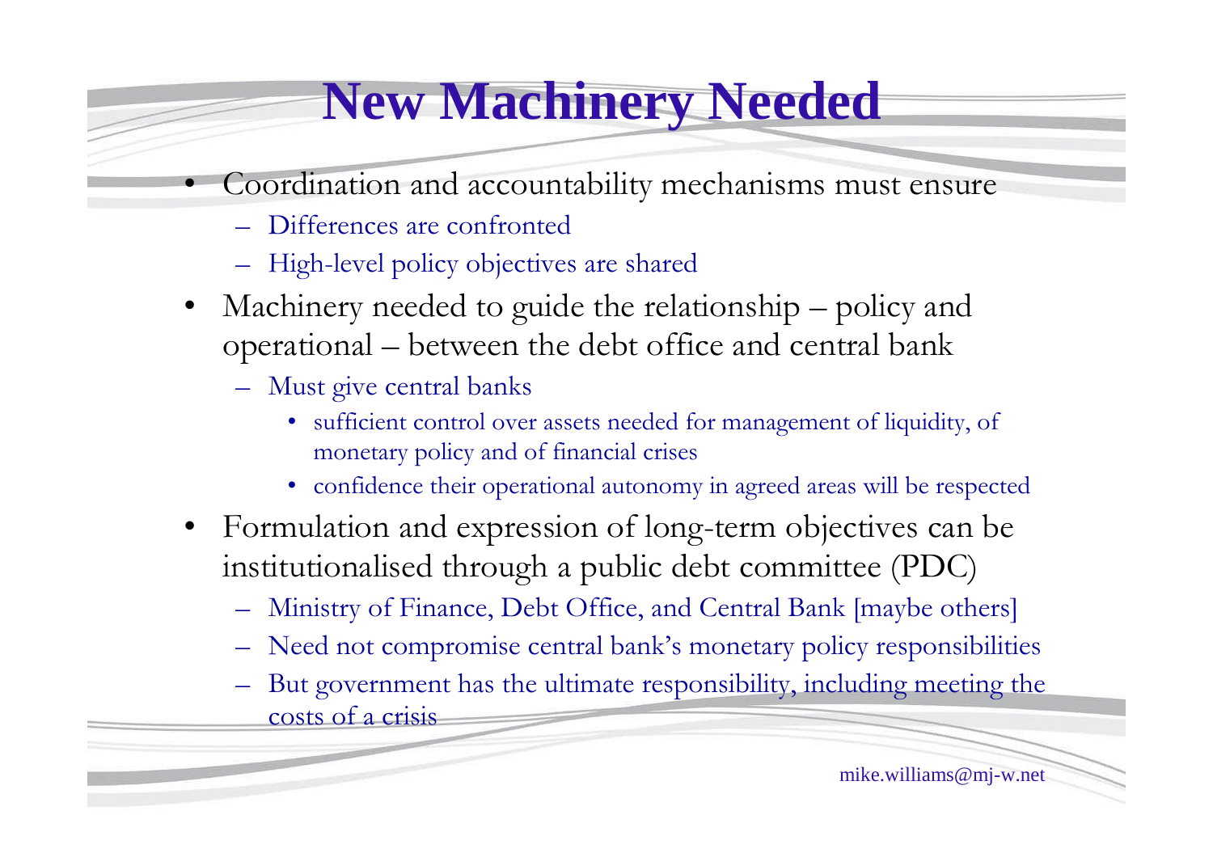# New Machinery Needed

- Coordination and accountability mechanisms must ensure
  - Differences are confronted
  - High-level policy objectives are shared
- Machinery needed to guide the relationship – policy and operational – between the debt office and central bank
  - Must give central banks
    - sufficient control over assets needed for management of liquidity, of monetary policy and of financial crises
    - confidence their operational autonomy in agreed areas will be respected
- Formulation and expression of long-term objectives can be institutionalised through a public debt committee (PDC)
  - Ministry of Finance, Debt Office, and Central Bank [maybe others]
  - Need not compromise central bank's monetary policy responsibilities
  - But government has the ultimate responsibility, including meeting the costs of a crisis

mike.williams@mj-w.net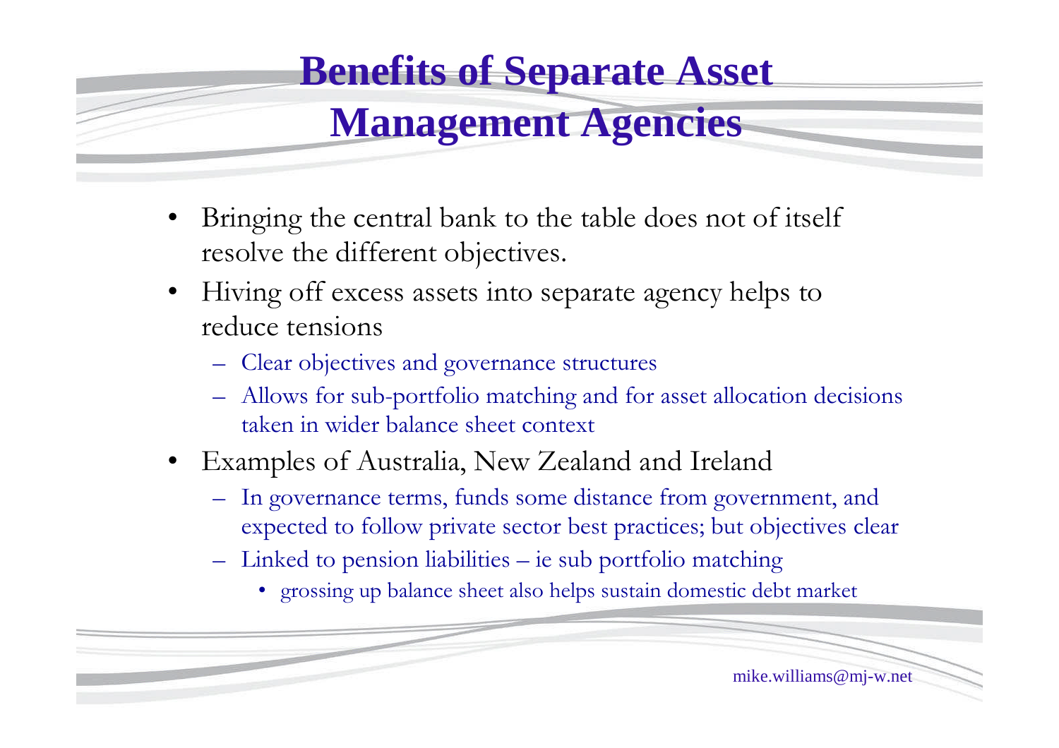# Benefits of Separate Asset Management Agencies

- Bringing the central bank to the table does not of itself resolve the different objectives.
- Hiving off excess assets into separate agency helps to reduce tensions
  - Clear objectives and governance structures
  - Allows for sub-portfolio matching and for asset allocation decisions taken in wider balance sheet context
- Examples of Australia, New Zealand and Ireland
  - In governance terms, funds some distance from government, and expected to follow private sector best practices; but objectives clear
  - Linked to pension liabilities – ie sub portfolio matching
    - grossing up balance sheet also helps sustain domestic debt market

mike.williams@mj-w.net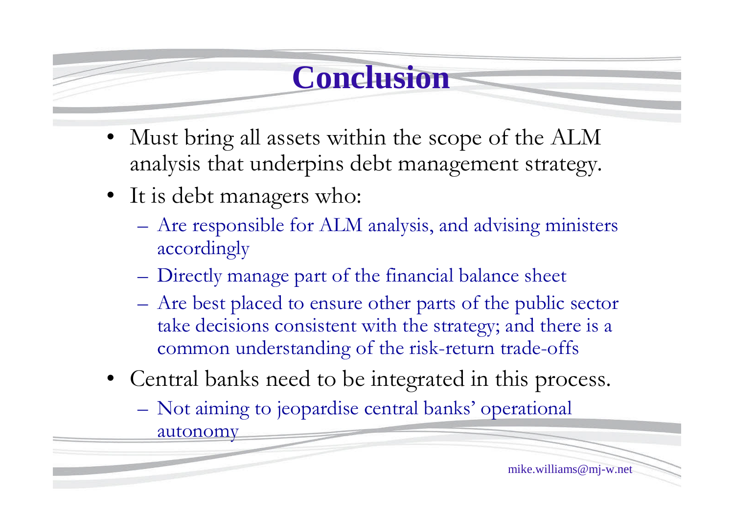# Conclusion

- Must bring all assets within the scope of the ALM analysis that underpins debt management strategy.
- It is debt managers who:
  - Are responsible for ALM analysis, and advising ministers accordingly
  - Directly manage part of the financial balance sheet
  - Are best placed to ensure other parts of the public sector take decisions consistent with the strategy; and there is a common understanding of the risk-return trade-offs
- Central banks need to be integrated in this process.
  - Not aiming to jeopardise central banks' operational autonomy

mike.williams@mj-w.net